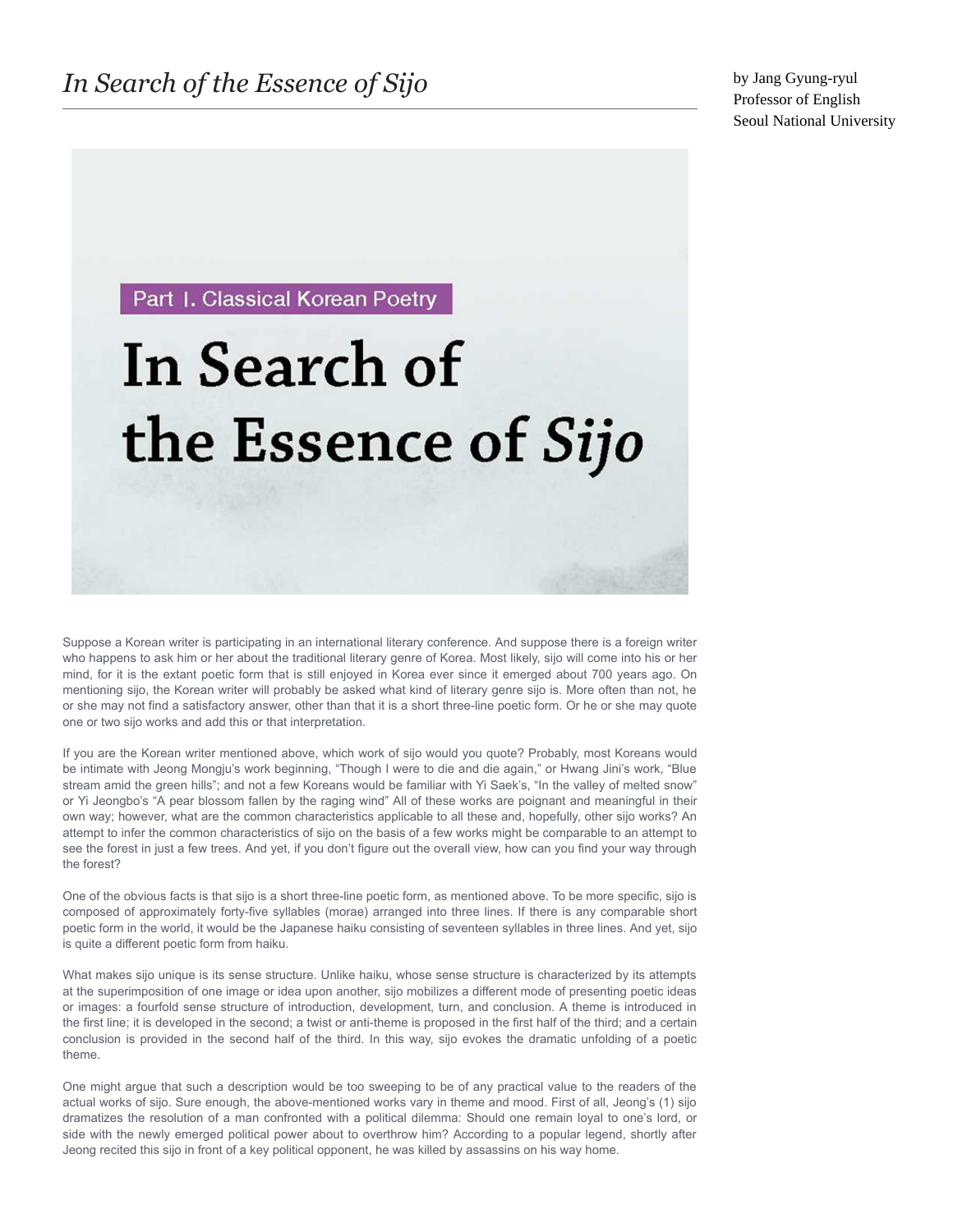# *In Search of the Essence of Sijo*

by Jang Gyung-ryul
Professor of English
Seoul National University

Part I. Classical Korean Poetry

## In Search of the Essence of *Sijo*

Suppose a Korean writer is participating in an international literary conference. And suppose there is a foreign writer who happens to ask him or her about the traditional literary genre of Korea. Most likely, sijo will come into his or her mind, for it is the extant poetic form that is still enjoyed in Korea ever since it emerged about 700 years ago. On mentioning sijo, the Korean writer will probably be asked what kind of literary genre sijo is. More often than not, he or she may not find a satisfactory answer, other than that it is a short three-line poetic form. Or he or she may quote one or two sijo works and add this or that interpretation.

If you are the Korean writer mentioned above, which work of sijo would you quote? Probably, most Koreans would be intimate with Jeong Mongju's work beginning, "Though I were to die and die again," or Hwang Jini's work, "Blue stream amid the green hills"; and not a few Koreans would be familiar with Yi Saek's, "In the valley of melted snow" or Yi Jeongbo's "A pear blossom fallen by the raging wind" All of these works are poignant and meaningful in their own way; however, what are the common characteristics applicable to all these and, hopefully, other sijo works? An attempt to infer the common characteristics of sijo on the basis of a few works might be comparable to an attempt to see the forest in just a few trees. And yet, if you don't figure out the overall view, how can you find your way through the forest?

One of the obvious facts is that sijo is a short three-line poetic form, as mentioned above. To be more specific, sijo is composed of approximately forty-five syllables (morae) arranged into three lines. If there is any comparable short poetic form in the world, it would be the Japanese haiku consisting of seventeen syllables in three lines. And yet, sijo is quite a different poetic form from haiku.

What makes sijo unique is its sense structure. Unlike haiku, whose sense structure is characterized by its attempts at the superimposition of one image or idea upon another, sijo mobilizes a different mode of presenting poetic ideas or images: a fourfold sense structure of introduction, development, turn, and conclusion. A theme is introduced in the first line; it is developed in the second; a twist or anti-theme is proposed in the first half of the third; and a certain conclusion is provided in the second half of the third. In this way, sijo evokes the dramatic unfolding of a poetic theme.

One might argue that such a description would be too sweeping to be of any practical value to the readers of the actual works of sijo. Sure enough, the above-mentioned works vary in theme and mood. First of all, Jeong's (1) sijo dramatizes the resolution of a man confronted with a political dilemma: Should one remain loyal to one's lord, or side with the newly emerged political power about to overthrow him? According to a popular legend, shortly after Jeong recited this sijo in front of a key political opponent, he was killed by assassins on his way home.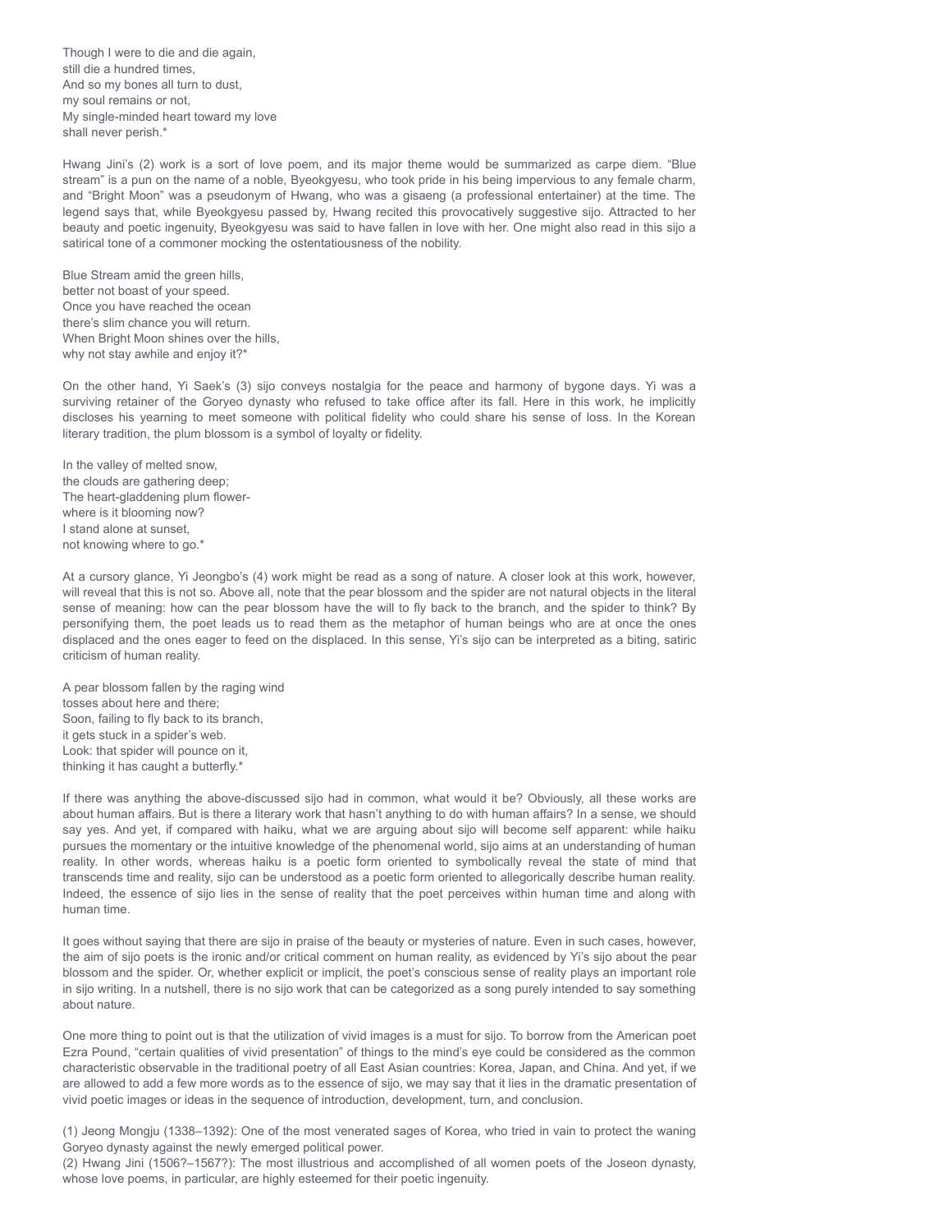Though I were to die and die again,
still die a hundred times,
And so my bones all turn to dust,
my soul remains or not,
My single-minded heart toward my love
shall never perish.*

Hwang Jini's (2) work is a sort of love poem, and its major theme would be summarized as carpe diem. "Blue stream" is a pun on the name of a noble, Byeokgyesu, who took pride in his being impervious to any female charm, and "Bright Moon" was a pseudonym of Hwang, who was a gisaeng (a professional entertainer) at the time. The legend says that, while Byeokgyesu passed by, Hwang recited this provocatively suggestive sijo. Attracted to her beauty and poetic ingenuity, Byeokgyesu was said to have fallen in love with her. One might also read in this sijo a satirical tone of a commoner mocking the ostentatiousness of the nobility.

Blue Stream amid the green hills,
better not boast of your speed.
Once you have reached the ocean
there's slim chance you will return.
When Bright Moon shines over the hills,
why not stay awhile and enjoy it?*

On the other hand, Yi Saek's (3) sijo conveys nostalgia for the peace and harmony of bygone days. Yi was a surviving retainer of the Goryeo dynasty who refused to take office after its fall. Here in this work, he implicitly discloses his yearning to meet someone with political fidelity who could share his sense of loss. In the Korean literary tradition, the plum blossom is a symbol of loyalty or fidelity.

In the valley of melted snow,
the clouds are gathering deep;
The heart-gladdening plum flower-
where is it blooming now?
I stand alone at sunset,
not knowing where to go.*

At a cursory glance, Yi Jeongbo's (4) work might be read as a song of nature. A closer look at this work, however, will reveal that this is not so. Above all, note that the pear blossom and the spider are not natural objects in the literal sense of meaning: how can the pear blossom have the will to fly back to the branch, and the spider to think? By personifying them, the poet leads us to read them as the metaphor of human beings who are at once the ones displaced and the ones eager to feed on the displaced. In this sense, Yi's sijo can be interpreted as a biting, satiric criticism of human reality.

A pear blossom fallen by the raging wind
tosses about here and there;
Soon, failing to fly back to its branch,
it gets stuck in a spider's web.
Look: that spider will pounce on it,
thinking it has caught a butterfly.*

If there was anything the above-discussed sijo had in common, what would it be? Obviously, all these works are about human affairs. But is there a literary work that hasn't anything to do with human affairs? In a sense, we should say yes. And yet, if compared with haiku, what we are arguing about sijo will become self apparent: while haiku pursues the momentary or the intuitive knowledge of the phenomenal world, sijo aims at an understanding of human reality. In other words, whereas haiku is a poetic form oriented to symbolically reveal the state of mind that transcends time and reality, sijo can be understood as a poetic form oriented to allegorically describe human reality. Indeed, the essence of sijo lies in the sense of reality that the poet perceives within human time and along with human time.

It goes without saying that there are sijo in praise of the beauty or mysteries of nature. Even in such cases, however, the aim of sijo poets is the ironic and/or critical comment on human reality, as evidenced by Yi's sijo about the pear blossom and the spider. Or, whether explicit or implicit, the poet's conscious sense of reality plays an important role in sijo writing. In a nutshell, there is no sijo work that can be categorized as a song purely intended to say something about nature.

One more thing to point out is that the utilization of vivid images is a must for sijo. To borrow from the American poet Ezra Pound, "certain qualities of vivid presentation" of things to the mind's eye could be considered as the common characteristic observable in the traditional poetry of all East Asian countries: Korea, Japan, and China. And yet, if we are allowed to add a few more words as to the essence of sijo, we may say that it lies in the dramatic presentation of vivid poetic images or ideas in the sequence of introduction, development, turn, and conclusion.

(1) Jeong Mongju (1338–1392): One of the most venerated sages of Korea, who tried in vain to protect the waning Goryeo dynasty against the newly emerged political power.
(2) Hwang Jini (1506?–1567?): The most illustrious and accomplished of all women poets of the Joseon dynasty, whose love poems, in particular, are highly esteemed for their poetic ingenuity.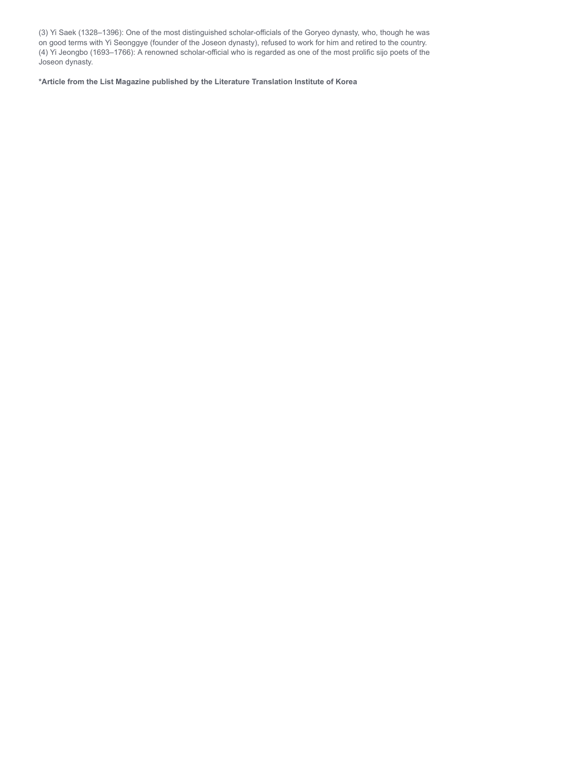(3) Yi Saek (1328–1396): One of the most distinguished scholar-officials of the Goryeo dynasty, who, though he was on good terms with Yi Seonggye (founder of the Joseon dynasty), refused to work for him and retired to the country.
(4) Yi Jeongbo (1693–1766): A renowned scholar-official who is regarded as one of the most prolific sijo poets of the Joseon dynasty.

**\*Article from the List Magazine published by the Literature Translation Institute of Korea**